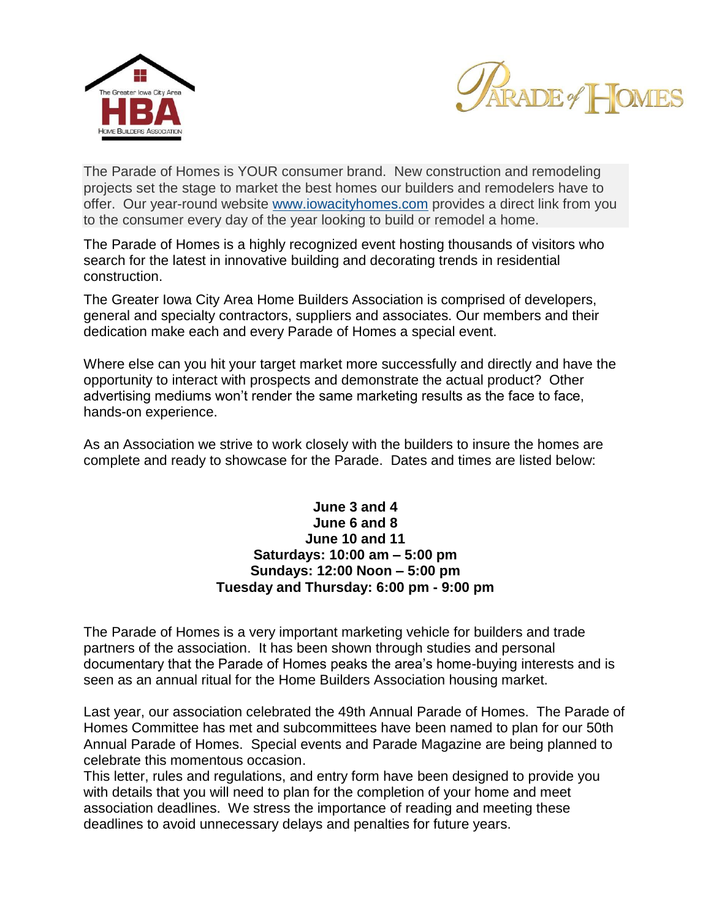The Parade of Homes is YOUR consumer brand. New construction and remodeling projects set the stage to market the best homes our builders and remodelers have to offer. Our year-round website [www.iowacityhomes.com](http://www.iowacityhomes.com) provides a direct link from you to the consumer every day of the year looking to build or remodel a home.

The Parade of Homes is a highly recognized event hosting thousands of visitors who search for the latest in innovative building and decorating trends in residential construction.

The Greater Iowa City Area Home Builders Association is comprised of developers, general and specialty contractors, suppliers and associates. Our members and their dedication make each and every Parade of Homes a special event.

Where else can you hit your target market more successfully and directly and have the opportunity to interact with prospects and demonstrate the actual product? Other advertising mediums won't render the same marketing results as the face to face, hands-on experience.

As an Association we strive to work closely with the builders to insure the homes are complete and ready to showcase for the Parade. Dates and times are listed below:

**June 3 and 4**
**June 6 and 8**
**June 10 and 11**
**Saturdays: 10:00 am – 5:00 pm**
**Sundays: 12:00 Noon – 5:00 pm**
**Tuesday and Thursday: 6:00 pm - 9:00 pm**

The Parade of Homes is a very important marketing vehicle for builders and trade partners of the association. It has been shown through studies and personal documentary that the Parade of Homes peaks the area's home-buying interests and is seen as an annual ritual for the Home Builders Association housing market.

Last year, our association celebrated the 49th Annual Parade of Homes. The Parade of Homes Committee has met and subcommittees have been named to plan for our 50th Annual Parade of Homes. Special events and Parade Magazine are being planned to celebrate this momentous occasion.

This letter, rules and regulations, and entry form have been designed to provide you with details that you will need to plan for the completion of your home and meet association deadlines. We stress the importance of reading and meeting these deadlines to avoid unnecessary delays and penalties for future years.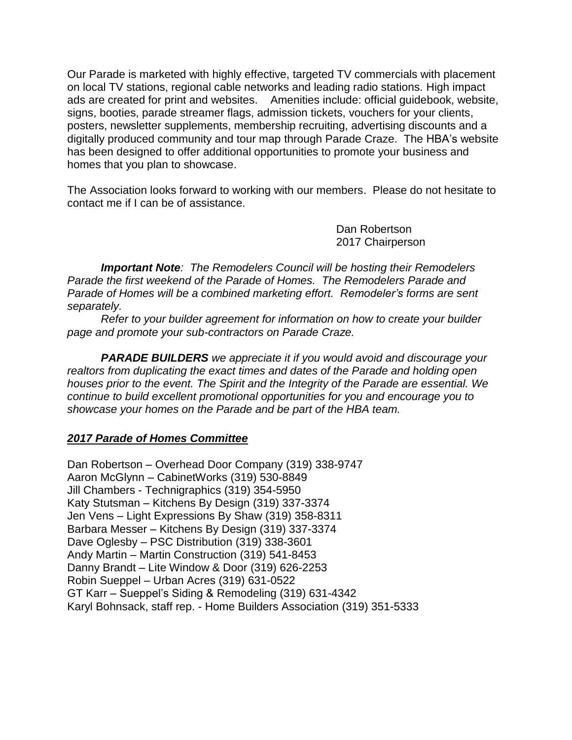Our Parade is marketed with highly effective, targeted TV commercials with placement on local TV stations, regional cable networks and leading radio stations. High impact ads are created for print and websites. Amenities include: official guidebook, website, signs, booties, parade streamer flags, admission tickets, vouchers for your clients, posters, newsletter supplements, membership recruiting, advertising discounts and a digitally produced community and tour map through Parade Craze. The HBA's website has been designed to offer additional opportunities to promote your business and homes that you plan to showcase.

The Association looks forward to working with our members. Please do not hesitate to contact me if I can be of assistance.

Dan Robertson
2017 Chairperson

***Important Note****: The Remodelers Council will be hosting their Remodelers Parade the first weekend of the Parade of Homes. The Remodelers Parade and Parade of Homes will be a combined marketing effort. Remodeler's forms are sent separately.*

*Refer to your builder agreement for information on how to create your builder page and promote your sub-contractors on Parade Craze.*

***PARADE BUILDERS*** *we appreciate it if you would avoid and discourage your realtors from duplicating the exact times and dates of the Parade and holding open houses prior to the event. The Spirit and the Integrity of the Parade are essential. We continue to build excellent promotional opportunities for you and encourage you to showcase your homes on the Parade and be part of the HBA team.*

## ***2017 Parade of Homes Committee***

Dan Robertson – Overhead Door Company (319) 338-9747
Aaron McGlynn – CabinetWorks (319) 530-8849
Jill Chambers - Technigraphics (319) 354-5950
Katy Stutsman – Kitchens By Design (319) 337-3374
Jen Vens – Light Expressions By Shaw (319) 358-8311
Barbara Messer – Kitchens By Design (319) 337-3374
Dave Oglesby – PSC Distribution (319) 338-3601
Andy Martin – Martin Construction (319) 541-8453
Danny Brandt – Lite Window & Door (319) 626-2253
Robin Sueppel – Urban Acres (319) 631-0522
GT Karr – Sueppel's Siding & Remodeling (319) 631-4342
Karyl Bohnsack, staff rep. - Home Builders Association (319) 351-5333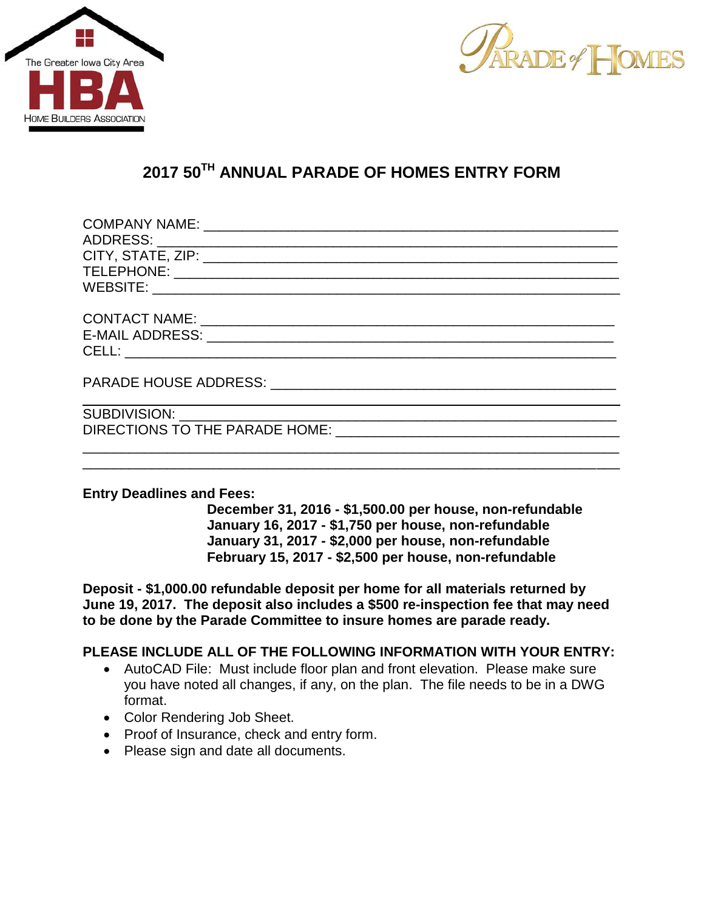The Greater Iowa City Area HBA Home Builders Association

Parade of Homes

# 2017 50TH ANNUAL PARADE OF HOMES ENTRY FORM

COMPANY NAME: ____________________________________________________
ADDRESS: ________________________________________________________
CITY, STATE, ZIP: __________________________________________________
TELEPHONE: ______________________________________________________
WEBSITE: ________________________________________________________

CONTACT NAME: ___________________________________________________
E-MAIL ADDRESS: __________________________________________________
CELL: ____________________________________________________________

PARADE HOUSE ADDRESS: ___________________________________________
_________________________________________________________________
SUBDIVISION: _____________________________________________________
DIRECTIONS TO THE PARADE HOME: ___________________________________
_________________________________________________________________
_________________________________________________________________

**Entry Deadlines and Fees:**

**December 31, 2016 - $1,500.00 per house, non-refundable**
**January 16, 2017 - $1,750 per house, non-refundable**
**January 31, 2017 - $2,000 per house, non-refundable**
**February 15, 2017 - $2,500 per house, non-refundable**

**Deposit - $1,000.00 refundable deposit per home for all materials returned by June 19, 2017. The deposit also includes a $500 re-inspection fee that may need to be done by the Parade Committee to insure homes are parade ready.**

**PLEASE INCLUDE ALL OF THE FOLLOWING INFORMATION WITH YOUR ENTRY:**

- AutoCAD File: Must include floor plan and front elevation. Please make sure you have noted all changes, if any, on the plan. The file needs to be in a DWG format.
- Color Rendering Job Sheet.
- Proof of Insurance, check and entry form.
- Please sign and date all documents.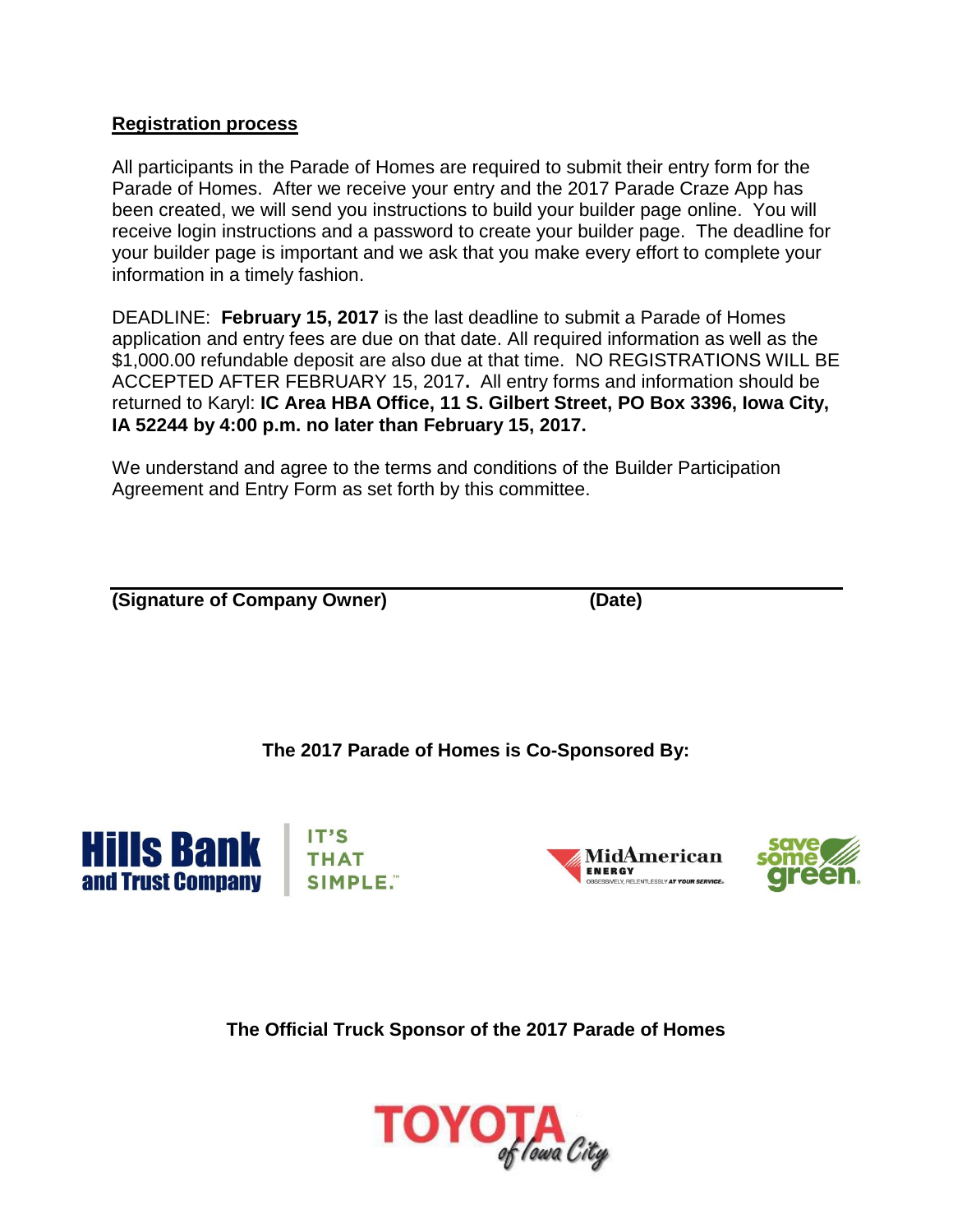## Registration process

All participants in the Parade of Homes are required to submit their entry form for the Parade of Homes. After we receive your entry and the 2017 Parade Craze App has been created, we will send you instructions to build your builder page online. You will receive login instructions and a password to create your builder page. The deadline for your builder page is important and we ask that you make every effort to complete your information in a timely fashion.

DEADLINE: **February 15, 2017** is the last deadline to submit a Parade of Homes application and entry fees are due on that date. All required information as well as the $1,000.00 refundable deposit are also due at that time. NO REGISTRATIONS WILL BE ACCEPTED AFTER FEBRUARY 15, 2017**.** All entry forms and information should be returned to Karyl: **IC Area HBA Office, 11 S. Gilbert Street, PO Box 3396, Iowa City, IA 52244 by 4:00 p.m. no later than February 15, 2017.**

We understand and agree to the terms and conditions of the Builder Participation Agreement and Entry Form as set forth by this committee.

**(Signature of Company Owner)** **(Date)**

**The 2017 Parade of Homes is Co-Sponsored By:**

Hills Bank and Trust Company IT'S THAT SIMPLE.™

MidAmerican ENERGY OBSESSIVELY, RELENTLESSLY AT YOUR SERVICE.

save some green.

**The Official Truck Sponsor of the 2017 Parade of Homes**

TOYOTA of Iowa City